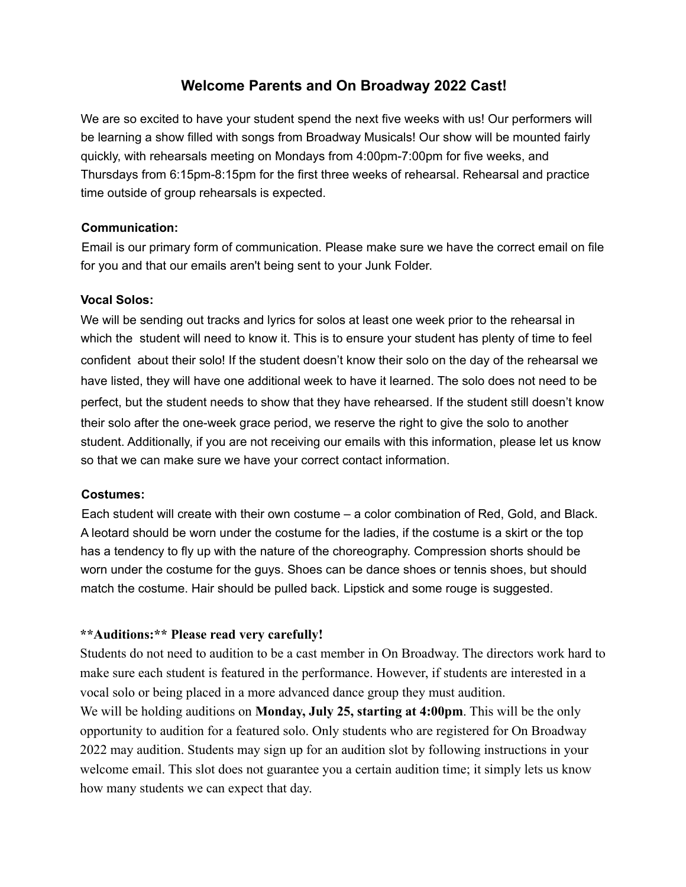# Welcome Parents and On Broadway 2022 Cast!

We are so excited to have your student spend the next five weeks with us! Our performers will be learning a show filled with songs from Broadway Musicals! Our show will be mounted fairly quickly, with rehearsals meeting on Mondays from 4:00pm-7:00pm for five weeks, and Thursdays from 6:15pm-8:15pm for the first three weeks of rehearsal. Rehearsal and practice time outside of group rehearsals is expected.

**Communication:**

Email is our primary form of communication. Please make sure we have the correct email on file for you and that our emails aren't being sent to your Junk Folder.

**Vocal Solos:**

We will be sending out tracks and lyrics for solos at least one week prior to the rehearsal in which the student will need to know it. This is to ensure your student has plenty of time to feel confident about their solo! If the student doesn't know their solo on the day of the rehearsal we have listed, they will have one additional week to have it learned. The solo does not need to be perfect, but the student needs to show that they have rehearsed. If the student still doesn't know their solo after the one-week grace period, we reserve the right to give the solo to another student. Additionally, if you are not receiving our emails with this information, please let us know so that we can make sure we have your correct contact information.

**Costumes:**

Each student will create with their own costume – a color combination of Red, Gold, and Black. A leotard should be worn under the costume for the ladies, if the costume is a skirt or the top has a tendency to fly up with the nature of the choreography. Compression shorts should be worn under the costume for the guys. Shoes can be dance shoes or tennis shoes, but should match the costume. Hair should be pulled back. Lipstick and some rouge is suggested.

**\*\*Auditions:\*\* Please read very carefully!**

Students do not need to audition to be a cast member in On Broadway. The directors work hard to make sure each student is featured in the performance. However, if students are interested in a vocal solo or being placed in a more advanced dance group they must audition.

We will be holding auditions on **Monday, July 25, starting at 4:00pm**. This will be the only opportunity to audition for a featured solo. Only students who are registered for On Broadway 2022 may audition. Students may sign up for an audition slot by following instructions in your welcome email. This slot does not guarantee you a certain audition time; it simply lets us know how many students we can expect that day.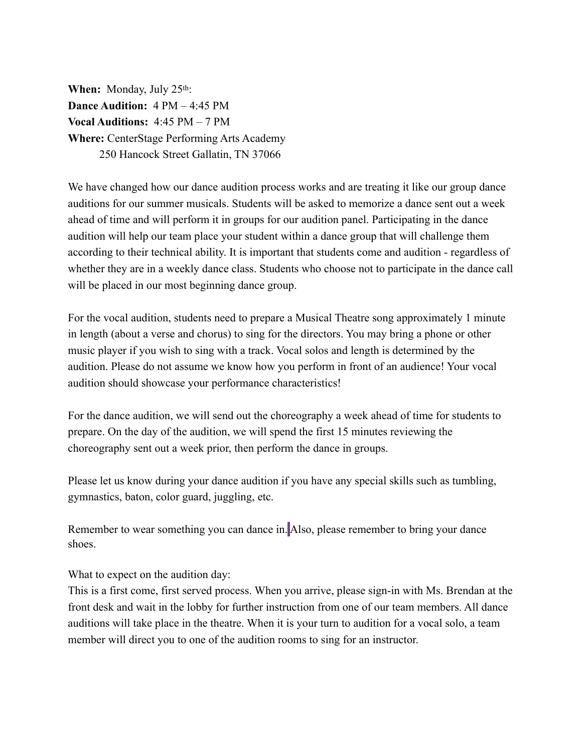**When:** Monday, July 25th:
**Dance Audition:** 4 PM – 4:45 PM
**Vocal Auditions:** 4:45 PM – 7 PM
**Where:** CenterStage Performing Arts Academy
250 Hancock Street Gallatin, TN 37066

We have changed how our dance audition process works and are treating it like our group dance auditions for our summer musicals. Students will be asked to memorize a dance sent out a week ahead of time and will perform it in groups for our audition panel. Participating in the dance audition will help our team place your student within a dance group that will challenge them according to their technical ability. It is important that students come and audition - regardless of whether they are in a weekly dance class. Students who choose not to participate in the dance call will be placed in our most beginning dance group.

For the vocal audition, students need to prepare a Musical Theatre song approximately 1 minute in length (about a verse and chorus) to sing for the directors. You may bring a phone or other music player if you wish to sing with a track. Vocal solos and length is determined by the audition. Please do not assume we know how you perform in front of an audience! Your vocal audition should showcase your performance characteristics!

For the dance audition, we will send out the choreography a week ahead of time for students to prepare. On the day of the audition, we will spend the first 15 minutes reviewing the choreography sent out a week prior, then perform the dance in groups.

Please let us know during your dance audition if you have any special skills such as tumbling, gymnastics, baton, color guard, juggling, etc.

Remember to wear something you can dance in. Also, please remember to bring your dance shoes.

What to expect on the audition day:
This is a first come, first served process. When you arrive, please sign-in with Ms. Brendan at the front desk and wait in the lobby for further instruction from one of our team members. All dance auditions will take place in the theatre. When it is your turn to audition for a vocal solo, a team member will direct you to one of the audition rooms to sing for an instructor.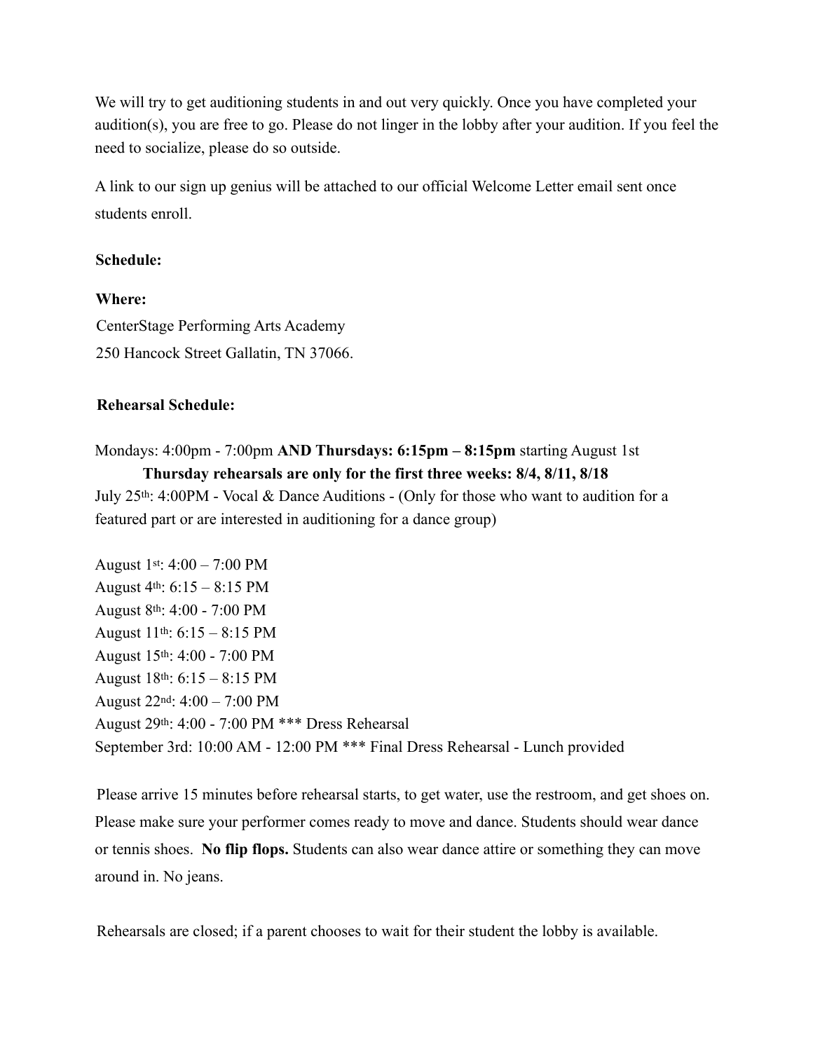We will try to get auditioning students in and out very quickly. Once you have completed your audition(s), you are free to go. Please do not linger in the lobby after your audition. If you feel the need to socialize, please do so outside.

A link to our sign up genius will be attached to our official Welcome Letter email sent once students enroll.

**Schedule:**

**Where:**
CenterStage Performing Arts Academy
250 Hancock Street Gallatin, TN 37066.

**Rehearsal Schedule:**

Mondays: 4:00pm - 7:00pm **AND Thursdays: 6:15pm – 8:15pm** starting August 1st

**Thursday rehearsals are only for the first three weeks: 8/4, 8/11, 8/18**

July 25th: 4:00PM - Vocal & Dance Auditions - (Only for those who want to audition for a featured part or are interested in auditioning for a dance group)

August 1st: 4:00 – 7:00 PM
August 4th: 6:15 – 8:15 PM
August 8th: 4:00 - 7:00 PM
August 11th: 6:15 – 8:15 PM
August 15th: 4:00 - 7:00 PM
August 18th: 6:15 – 8:15 PM
August 22nd: 4:00 – 7:00 PM
August 29th: 4:00 - 7:00 PM *** Dress Rehearsal
September 3rd: 10:00 AM - 12:00 PM *** Final Dress Rehearsal - Lunch provided

Please arrive 15 minutes before rehearsal starts, to get water, use the restroom, and get shoes on. Please make sure your performer comes ready to move and dance. Students should wear dance or tennis shoes. **No flip flops.** Students can also wear dance attire or something they can move around in. No jeans.

Rehearsals are closed; if a parent chooses to wait for their student the lobby is available.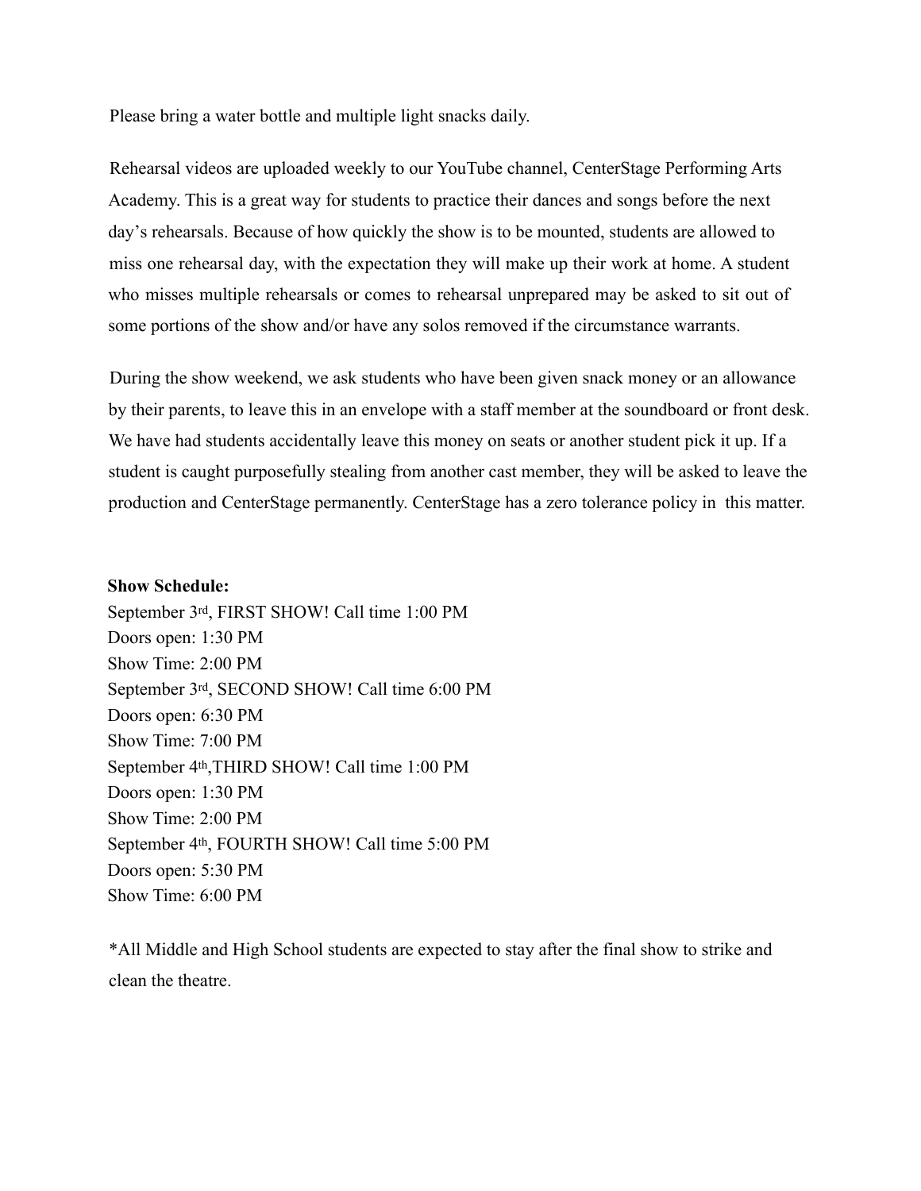Please bring a water bottle and multiple light snacks daily.

Rehearsal videos are uploaded weekly to our YouTube channel, CenterStage Performing Arts Academy. This is a great way for students to practice their dances and songs before the next day's rehearsals. Because of how quickly the show is to be mounted, students are allowed to miss one rehearsal day, with the expectation they will make up their work at home. A student who misses multiple rehearsals or comes to rehearsal unprepared may be asked to sit out of some portions of the show and/or have any solos removed if the circumstance warrants.

During the show weekend, we ask students who have been given snack money or an allowance by their parents, to leave this in an envelope with a staff member at the soundboard or front desk. We have had students accidentally leave this money on seats or another student pick it up. If a student is caught purposefully stealing from another cast member, they will be asked to leave the production and CenterStage permanently. CenterStage has a zero tolerance policy in this matter.

**Show Schedule:**

September 3rd, FIRST SHOW! Call time 1:00 PM
Doors open: 1:30 PM
Show Time: 2:00 PM
September 3rd, SECOND SHOW! Call time 6:00 PM
Doors open: 6:30 PM
Show Time: 7:00 PM
September 4th,THIRD SHOW! Call time 1:00 PM
Doors open: 1:30 PM
Show Time: 2:00 PM
September 4th, FOURTH SHOW! Call time 5:00 PM
Doors open: 5:30 PM
Show Time: 6:00 PM

*All Middle and High School students are expected to stay after the final show to strike and clean the theatre.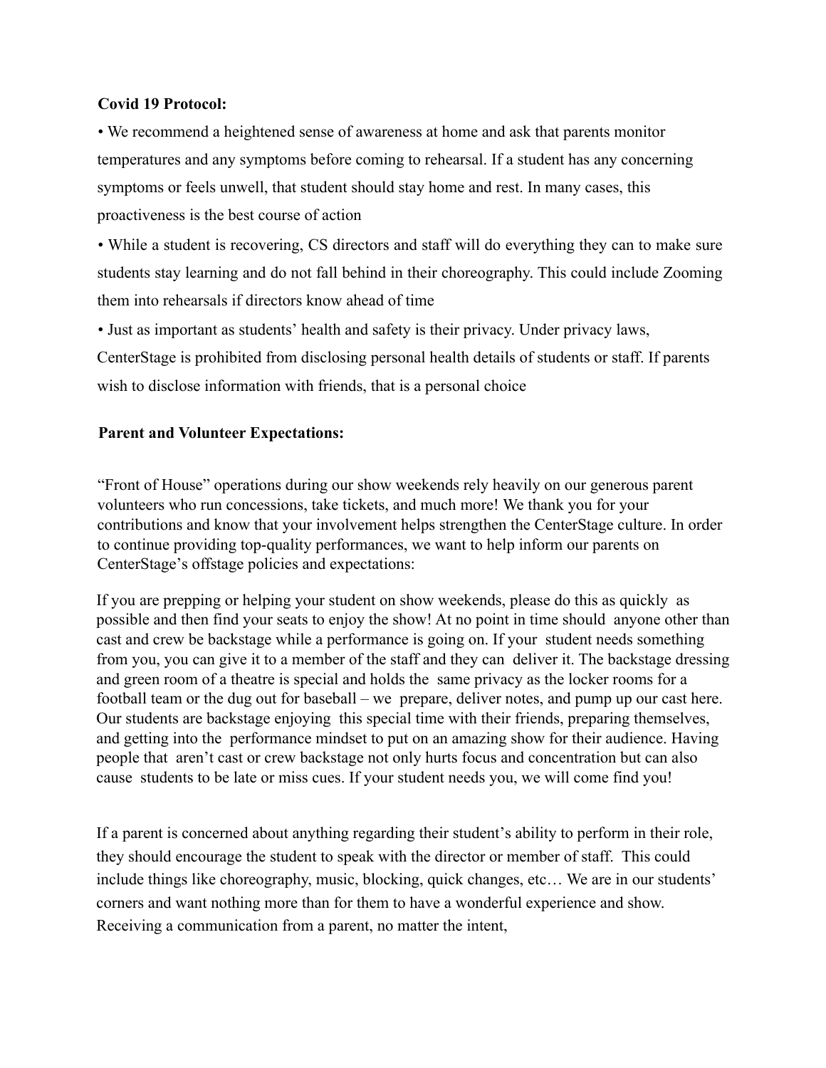**Covid 19 Protocol:**

- We recommend a heightened sense of awareness at home and ask that parents monitor temperatures and any symptoms before coming to rehearsal. If a student has any concerning symptoms or feels unwell, that student should stay home and rest. In many cases, this proactiveness is the best course of action
- While a student is recovering, CS directors and staff will do everything they can to make sure students stay learning and do not fall behind in their choreography. This could include Zooming them into rehearsals if directors know ahead of time
- Just as important as students' health and safety is their privacy. Under privacy laws, CenterStage is prohibited from disclosing personal health details of students or staff. If parents wish to disclose information with friends, that is a personal choice

**Parent and Volunteer Expectations:**

"Front of House" operations during our show weekends rely heavily on our generous parent volunteers who run concessions, take tickets, and much more! We thank you for your contributions and know that your involvement helps strengthen the CenterStage culture. In order to continue providing top-quality performances, we want to help inform our parents on CenterStage's offstage policies and expectations:

If you are prepping or helping your student on show weekends, please do this as quickly as possible and then find your seats to enjoy the show! At no point in time should anyone other than cast and crew be backstage while a performance is going on. If your student needs something from you, you can give it to a member of the staff and they can deliver it. The backstage dressing and green room of a theatre is special and holds the same privacy as the locker rooms for a football team or the dug out for baseball – we prepare, deliver notes, and pump up our cast here. Our students are backstage enjoying this special time with their friends, preparing themselves, and getting into the performance mindset to put on an amazing show for their audience. Having people that aren't cast or crew backstage not only hurts focus and concentration but can also cause students to be late or miss cues. If your student needs you, we will come find you!

If a parent is concerned about anything regarding their student's ability to perform in their role, they should encourage the student to speak with the director or member of staff. This could include things like choreography, music, blocking, quick changes, etc… We are in our students' corners and want nothing more than for them to have a wonderful experience and show. Receiving a communication from a parent, no matter the intent,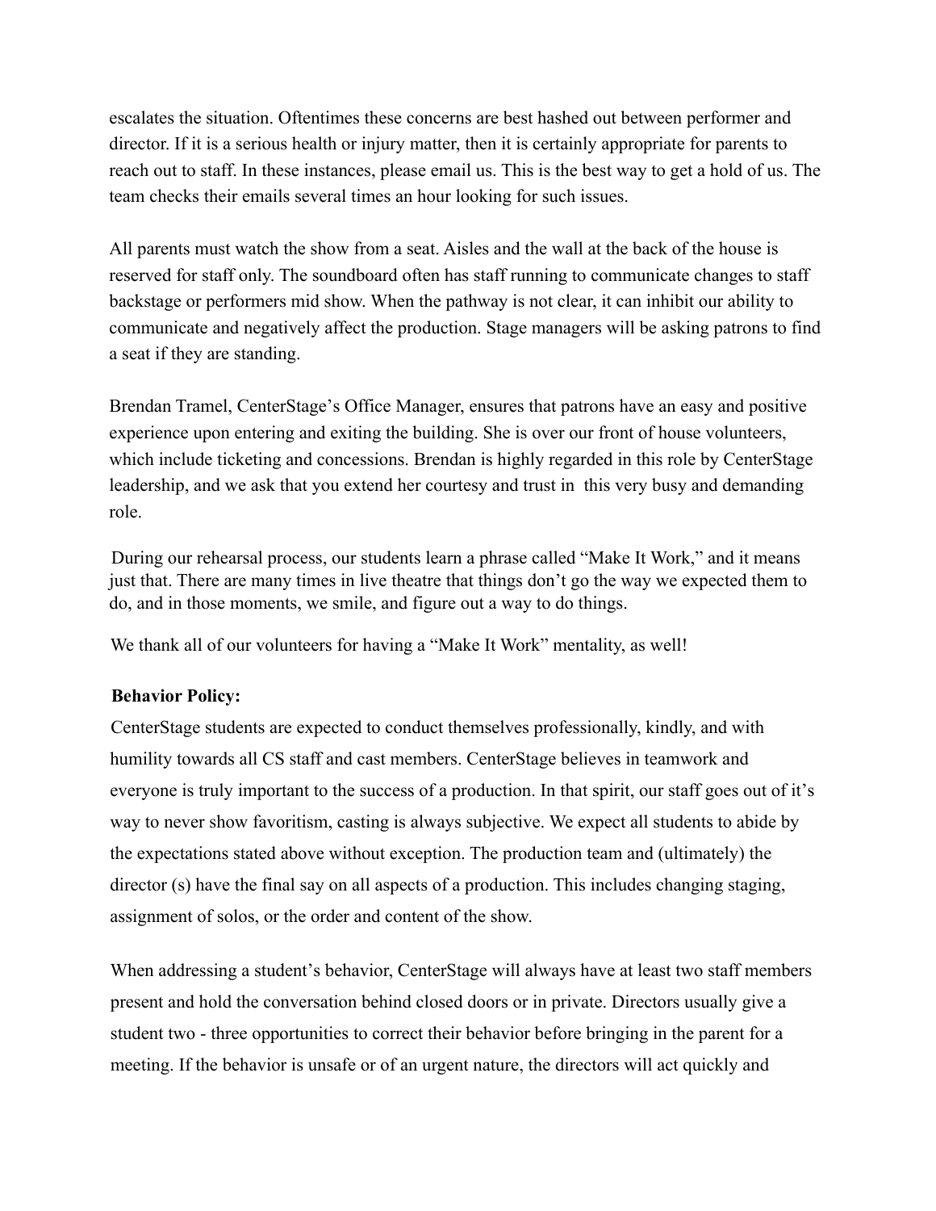escalates the situation. Oftentimes these concerns are best hashed out between performer and director. If it is a serious health or injury matter, then it is certainly appropriate for parents to reach out to staff. In these instances, please email us. This is the best way to get a hold of us. The team checks their emails several times an hour looking for such issues.

All parents must watch the show from a seat. Aisles and the wall at the back of the house is reserved for staff only. The soundboard often has staff running to communicate changes to staff backstage or performers mid show. When the pathway is not clear, it can inhibit our ability to communicate and negatively affect the production. Stage managers will be asking patrons to find a seat if they are standing.

Brendan Tramel, CenterStage's Office Manager, ensures that patrons have an easy and positive experience upon entering and exiting the building. She is over our front of house volunteers, which include ticketing and concessions. Brendan is highly regarded in this role by CenterStage leadership, and we ask that you extend her courtesy and trust in this very busy and demanding role.

During our rehearsal process, our students learn a phrase called "Make It Work," and it means just that. There are many times in live theatre that things don't go the way we expected them to do, and in those moments, we smile, and figure out a way to do things.

We thank all of our volunteers for having a "Make It Work" mentality, as well!

**Behavior Policy:**

CenterStage students are expected to conduct themselves professionally, kindly, and with humility towards all CS staff and cast members. CenterStage believes in teamwork and everyone is truly important to the success of a production. In that spirit, our staff goes out of it's way to never show favoritism, casting is always subjective. We expect all students to abide by the expectations stated above without exception. The production team and (ultimately) the director (s) have the final say on all aspects of a production. This includes changing staging, assignment of solos, or the order and content of the show.

When addressing a student's behavior, CenterStage will always have at least two staff members present and hold the conversation behind closed doors or in private. Directors usually give a student two - three opportunities to correct their behavior before bringing in the parent for a meeting. If the behavior is unsafe or of an urgent nature, the directors will act quickly and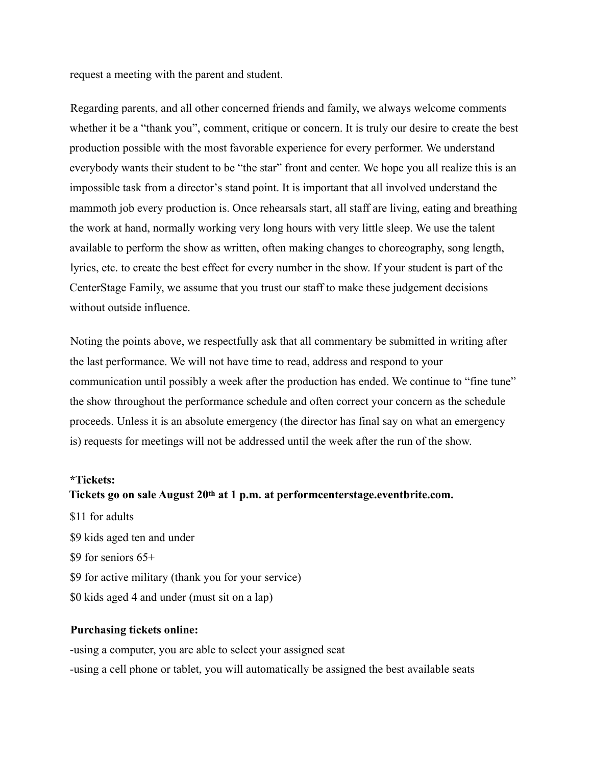request a meeting with the parent and student.

Regarding parents, and all other concerned friends and family, we always welcome comments whether it be a “thank you”, comment, critique or concern. It is truly our desire to create the best production possible with the most favorable experience for every performer. We understand everybody wants their student to be “the star” front and center. We hope you all realize this is an impossible task from a director’s stand point. It is important that all involved understand the mammoth job every production is. Once rehearsals start, all staff are living, eating and breathing the work at hand, normally working very long hours with very little sleep. We use the talent available to perform the show as written, often making changes to choreography, song length, lyrics, etc. to create the best effect for every number in the show. If your student is part of the CenterStage Family, we assume that you trust our staff to make these judgement decisions without outside influence.

Noting the points above, we respectfully ask that all commentary be submitted in writing after the last performance. We will not have time to read, address and respond to your communication until possibly a week after the production has ended. We continue to “fine tune” the show throughout the performance schedule and often correct your concern as the schedule proceeds. Unless it is an absolute emergency (the director has final say on what an emergency is) requests for meetings will not be addressed until the week after the run of the show.

**\*Tickets:**
**Tickets go on sale August 20th at 1 p.m. at performcenterstage.eventbrite.com.**

$11 for adults
$9 kids aged ten and under
$9 for seniors 65+
$9 for active military (thank you for your service)
$0 kids aged 4 and under (must sit on a lap)

**Purchasing tickets online:**

-using a computer, you are able to select your assigned seat
-using a cell phone or tablet, you will automatically be assigned the best available seats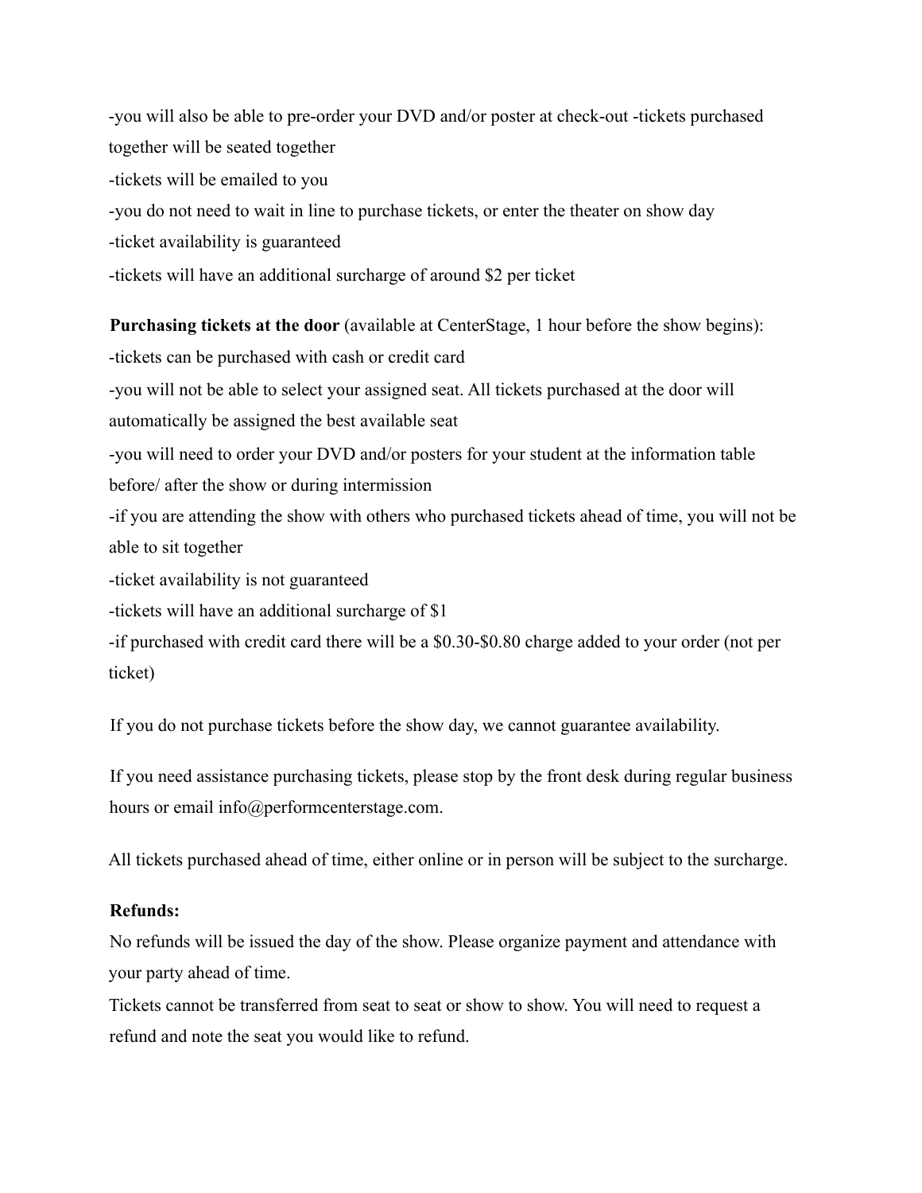-you will also be able to pre-order your DVD and/or poster at check-out -tickets purchased together will be seated together

-tickets will be emailed to you

-you do not need to wait in line to purchase tickets, or enter the theater on show day

-ticket availability is guaranteed

-tickets will have an additional surcharge of around $2 per ticket

**Purchasing tickets at the door** (available at CenterStage, 1 hour before the show begins):

-tickets can be purchased with cash or credit card

-you will not be able to select your assigned seat. All tickets purchased at the door will automatically be assigned the best available seat

-you will need to order your DVD and/or posters for your student at the information table before/ after the show or during intermission

-if you are attending the show with others who purchased tickets ahead of time, you will not be able to sit together

-ticket availability is not guaranteed

-tickets will have an additional surcharge of $1

-if purchased with credit card there will be a $0.30-$0.80 charge added to your order (not per ticket)

If you do not purchase tickets before the show day, we cannot guarantee availability.

If you need assistance purchasing tickets, please stop by the front desk during regular business hours or email info@performcenterstage.com.

All tickets purchased ahead of time, either online or in person will be subject to the surcharge.

**Refunds:**

No refunds will be issued the day of the show. Please organize payment and attendance with your party ahead of time.

Tickets cannot be transferred from seat to seat or show to show. You will need to request a refund and note the seat you would like to refund.